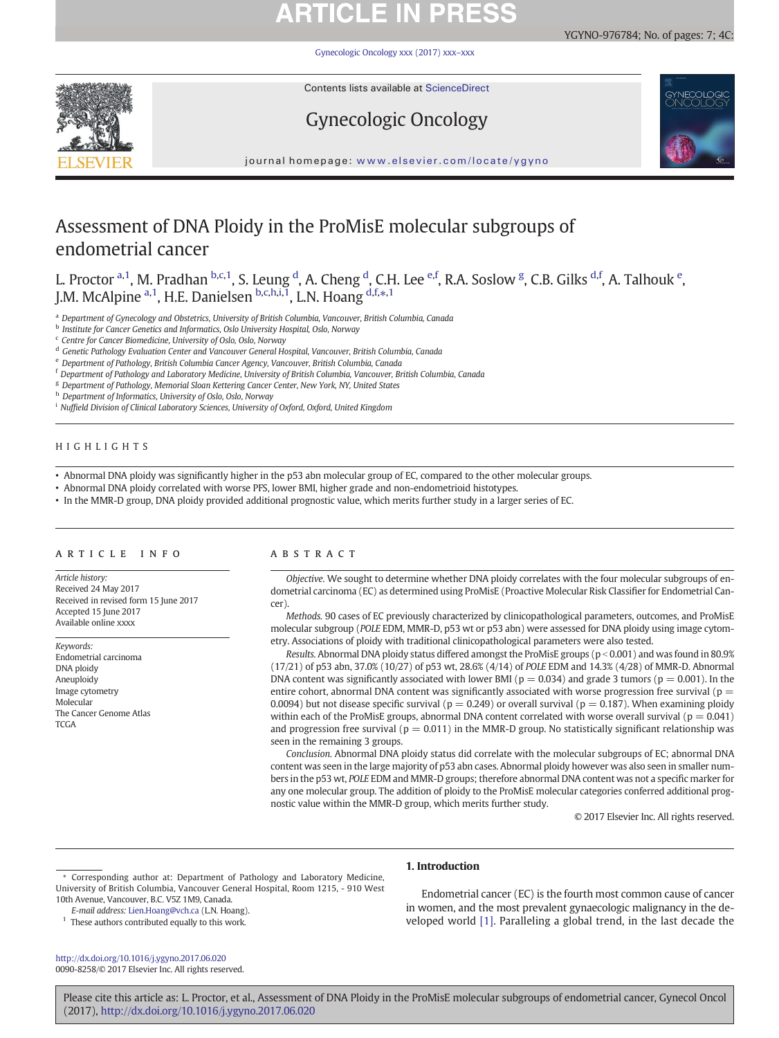# Assessment of DNA Ploidy in the ProMisE molecular subgroups of endometrial cancer

L. Proctor [a,1], M. Pradhan [b,c,1], S. Leung [d], A. Cheng [d], C.H. Lee [e,f], R.A. Soslow [g], C.B. Gilks [d,f], A. Talhouk [e], J.M. McAlpine [a,1], H.E. Danielsen [b,c,h,i,1], L.N. Hoang [d,f,*,1]

[a] Department of Gynecology and Obstetrics, University of British Columbia, Vancouver, British Columbia, Canada
[b] Institute for Cancer Genetics and Informatics, Oslo University Hospital, Oslo, Norway
[c] Centre for Cancer Biomedicine, University of Oslo, Oslo, Norway
[d] Genetic Pathology Evaluation Center and Vancouver General Hospital, Vancouver, British Columbia, Canada
[e] Department of Pathology, British Columbia Cancer Agency, Vancouver, British Columbia, Canada
[f] Department of Pathology and Laboratory Medicine, University of British Columbia, Vancouver, British Columbia, Canada
[g] Department of Pathology, Memorial Sloan Kettering Cancer Center, New York, NY, United States
[h] Department of Informatics, University of Oslo, Oslo, Norway
[i] Nuffield Division of Clinical Laboratory Sciences, University of Oxford, Oxford, United Kingdom

## HIGHLIGHTS

- Abnormal DNA ploidy was significantly higher in the p53 abn molecular group of EC, compared to the other molecular groups.
- Abnormal DNA ploidy correlated with worse PFS, lower BMI, higher grade and non-endometrioid histotypes.
- In the MMR-D group, DNA ploidy provided additional prognostic value, which merits further study in a larger series of EC.

## ARTICLE INFO

*Article history:*
Received 24 May 2017
Received in revised form 15 June 2017
Accepted 15 June 2017
Available online xxxx

*Keywords:*
Endometrial carcinoma
DNA ploidy
Aneuploidy
Image cytometry
Molecular
The Cancer Genome Atlas
TCGA

## ABSTRACT

*Objective.* We sought to determine whether DNA ploidy correlates with the four molecular subgroups of endometrial carcinoma (EC) as determined using ProMisE (Proactive Molecular Risk Classifier for Endometrial Cancer).

*Methods.* 90 cases of EC previously characterized by clinicopathological parameters, outcomes, and ProMisE molecular subgroup (*POLE* EDM, MMR-D, p53 wt or p53 abn) were assessed for DNA ploidy using image cytometry. Associations of ploidy with traditional clinicopathological parameters were also tested.

*Results.* Abnormal DNA ploidy status differed amongst the ProMisE groups ($p < 0.001$) and was found in 80.9% (17/21) of p53 abn, 37.0% (10/27) of p53 wt, 28.6% (4/14) of *POLE* EDM and 14.3% (4/28) of MMR-D. Abnormal DNA content was significantly associated with lower BMI ($p = 0.034$) and grade 3 tumors ($p = 0.001$). In the entire cohort, abnormal DNA content was significantly associated with worse progression free survival ($p = 0.0094$) but not disease specific survival ($p = 0.249$) or overall survival ($p = 0.187$). When examining ploidy within each of the ProMisE groups, abnormal DNA content correlated with worse overall survival ($p = 0.041$) and progression free survival ($p = 0.011$) in the MMR-D group. No statistically significant relationship was seen in the remaining 3 groups.

*Conclusion.* Abnormal DNA ploidy status did correlate with the molecular subgroups of EC; abnormal DNA content was seen in the large majority of p53 abn cases. Abnormal ploidy however was also seen in smaller numbers in the p53 wt, *POLE* EDM and MMR-D groups; therefore abnormal DNA content was not a specific marker for any one molecular group. The addition of ploidy to the ProMisE molecular categories conferred additional prognostic value within the MMR-D group, which merits further study.

© 2017 Elsevier Inc. All rights reserved.

## 1. Introduction

Endometrial cancer (EC) is the fourth most common cause of cancer in women, and the most prevalent gynaecologic malignancy in the developed world [1]. Paralleling a global trend, in the last decade the

---

* Corresponding author at: Department of Pathology and Laboratory Medicine, University of British Columbia, Vancouver General Hospital, Room 1215, - 910 West 10th Avenue, Vancouver, B.C. V5Z 1M9, Canada.
*E-mail address:* Lien.Hoang@vch.ca (L.N. Hoang).
[1] These authors contributed equally to this work.

http://dx.doi.org/10.1016/j.ygyno.2017.06.020
0090-8258/© 2017 Elsevier Inc. All rights reserved.

Please cite this article as: L. Proctor, et al., Assessment of DNA Ploidy in the ProMisE molecular subgroups of endometrial cancer, Gynecol Oncol (2017), http://dx.doi.org/10.1016/j.ygyno.2017.06.020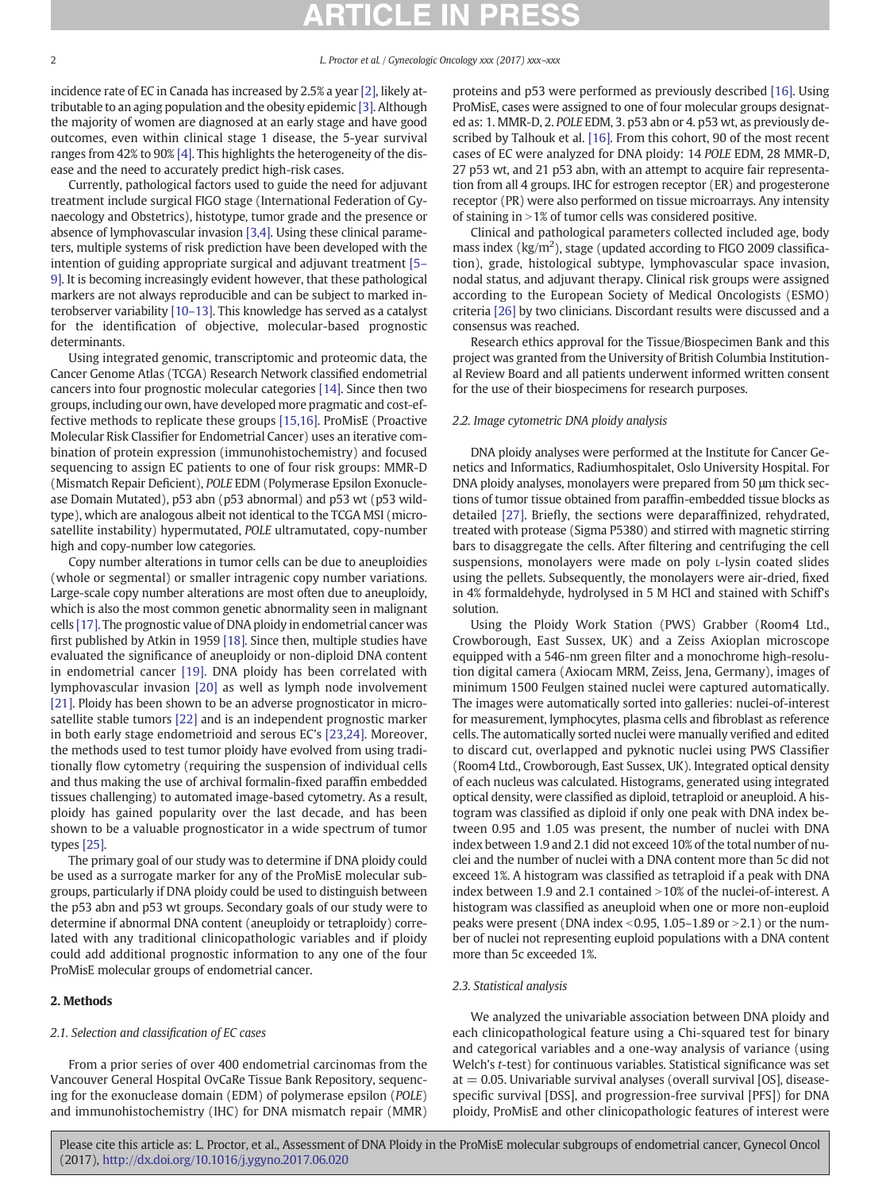incidence rate of EC in Canada has increased by 2.5% a year [2], likely attributable to an aging population and the obesity epidemic [3]. Although the majority of women are diagnosed at an early stage and have good outcomes, even within clinical stage 1 disease, the 5-year survival ranges from 42% to 90% [4]. This highlights the heterogeneity of the disease and the need to accurately predict high-risk cases.

Currently, pathological factors used to guide the need for adjuvant treatment include surgical FIGO stage (International Federation of Gynaecology and Obstetrics), histotype, tumor grade and the presence or absence of lymphovascular invasion [3,4]. Using these clinical parameters, multiple systems of risk prediction have been developed with the intention of guiding appropriate surgical and adjuvant treatment [5–9]. It is becoming increasingly evident however, that these pathological markers are not always reproducible and can be subject to marked interobserver variability [10–13]. This knowledge has served as a catalyst for the identification of objective, molecular-based prognostic determinants.

Using integrated genomic, transcriptomic and proteomic data, the Cancer Genome Atlas (TCGA) Research Network classified endometrial cancers into four prognostic molecular categories [14]. Since then two groups, including our own, have developed more pragmatic and cost-effective methods to replicate these groups [15,16]. ProMisE (Proactive Molecular Risk Classifier for Endometrial Cancer) uses an iterative combination of protein expression (immunohistochemistry) and focused sequencing to assign EC patients to one of four risk groups: MMR-D (Mismatch Repair Deficient), *POLE* EDM (Polymerase Epsilon Exonuclease Domain Mutated), p53 abn (p53 abnormal) and p53 wt (p53 wild-type), which are analogous albeit not identical to the TCGA MSI (microsatellite instability) hypermutated, *POLE* ultramutated, copy-number high and copy-number low categories.

Copy number alterations in tumor cells can be due to aneuploidies (whole or segmental) or smaller intragenic copy number variations. Large-scale copy number alterations are most often due to aneuploidy, which is also the most common genetic abnormality seen in malignant cells [17]. The prognostic value of DNA ploidy in endometrial cancer was first published by Atkin in 1959 [18]. Since then, multiple studies have evaluated the significance of aneuploidy or non-diploid DNA content in endometrial cancer [19]. DNA ploidy has been correlated with lymphovascular invasion [20] as well as lymph node involvement [21]. Ploidy has been shown to be an adverse prognosticator in microsatellite stable tumors [22] and is an independent prognostic marker in both early stage endometrioid and serous EC's [23,24]. Moreover, the methods used to test tumor ploidy have evolved from using traditionally flow cytometry (requiring the suspension of individual cells and thus making the use of archival formalin-fixed paraffin embedded tissues challenging) to automated image-based cytometry. As a result, ploidy has gained popularity over the last decade, and has been shown to be a valuable prognosticator in a wide spectrum of tumor types [25].

The primary goal of our study was to determine if DNA ploidy could be used as a surrogate marker for any of the ProMisE molecular subgroups, particularly if DNA ploidy could be used to distinguish between the p53 abn and p53 wt groups. Secondary goals of our study were to determine if abnormal DNA content (aneuploidy or tetraploidy) correlated with any traditional clinicopathologic variables and if ploidy could add additional prognostic information to any one of the four ProMisE molecular groups of endometrial cancer.

## 2. Methods

### 2.1. Selection and classification of EC cases

From a prior series of over 400 endometrial carcinomas from the Vancouver General Hospital OvCaRe Tissue Bank Repository, sequencing for the exonuclease domain (EDM) of polymerase epsilon (*POLE*) and immunohistochemistry (IHC) for DNA mismatch repair (MMR) proteins and p53 were performed as previously described [16]. Using ProMisE, cases were assigned to one of four molecular groups designated as: 1. MMR-D, 2. *POLE* EDM, 3. p53 abn or 4. p53 wt, as previously described by Talhouk et al. [16]. From this cohort, 90 of the most recent cases of EC were analyzed for DNA ploidy: 14 *POLE* EDM, 28 MMR-D, 27 p53 wt, and 21 p53 abn, with an attempt to acquire fair representation from all 4 groups. IHC for estrogen receptor (ER) and progesterone receptor (PR) were also performed on tissue microarrays. Any intensity of staining in >1% of tumor cells was considered positive.

Clinical and pathological parameters collected included age, body mass index (kg/m$^2$), stage (updated according to FIGO 2009 classification), grade, histological subtype, lymphovascular space invasion, nodal status, and adjuvant therapy. Clinical risk groups were assigned according to the European Society of Medical Oncologists (ESMO) criteria [26] by two clinicians. Discordant results were discussed and a consensus was reached.

Research ethics approval for the Tissue/Biospecimen Bank and this project was granted from the University of British Columbia Institutional Review Board and all patients underwent informed written consent for the use of their biospecimens for research purposes.

### 2.2. Image cytometric DNA ploidy analysis

DNA ploidy analyses were performed at the Institute for Cancer Genetics and Informatics, Radiumhospitalet, Oslo University Hospital. For DNA ploidy analyses, monolayers were prepared from 50 μm thick sections of tumor tissue obtained from paraffin-embedded tissue blocks as detailed [27]. Briefly, the sections were deparaffinized, rehydrated, treated with protease (Sigma P5380) and stirred with magnetic stirring bars to disaggregate the cells. After filtering and centrifuging the cell suspensions, monolayers were made on poly L-lysin coated slides using the pellets. Subsequently, the monolayers were air-dried, fixed in 4% formaldehyde, hydrolysed in 5 M HCl and stained with Schiff's solution.

Using the Ploidy Work Station (PWS) Grabber (Room4 Ltd., Crowborough, East Sussex, UK) and a Zeiss Axioplan microscope equipped with a 546-nm green filter and a monochrome high-resolution digital camera (Axiocam MRM, Zeiss, Jena, Germany), images of minimum 1500 Feulgen stained nuclei were captured automatically. The images were automatically sorted into galleries: nuclei-of-interest for measurement, lymphocytes, plasma cells and fibroblast as reference cells. The automatically sorted nuclei were manually verified and edited to discard cut, overlapped and pyknotic nuclei using PWS Classifier (Room4 Ltd., Crowborough, East Sussex, UK). Integrated optical density of each nucleus was calculated. Histograms, generated using integrated optical density, were classified as diploid, tetraploid or aneuploid. A histogram was classified as diploid if only one peak with DNA index between 0.95 and 1.05 was present, the number of nuclei with DNA index between 1.9 and 2.1 did not exceed 10% of the total number of nuclei and the number of nuclei with a DNA content more than 5c did not exceed 1%. A histogram was classified as tetraploid if a peak with DNA index between 1.9 and 2.1 contained >10% of the nuclei-of-interest. A histogram was classified as aneuploid when one or more non-euploid peaks were present (DNA index <0.95, 1.05–1.89 or >2.1) or the number of nuclei not representing euploid populations with a DNA content more than 5c exceeded 1%.

### 2.3. Statistical analysis

We analyzed the univariable association between DNA ploidy and each clinicopathological feature using a Chi-squared test for binary and categorical variables and a one-way analysis of variance (using Welch's *t*-test) for continuous variables. Statistical significance was set at = 0.05. Univariable survival analyses (overall survival [OS], disease-specific survival [DSS], and progression-free survival [PFS]) for DNA ploidy, ProMisE and other clinicopathologic features of interest were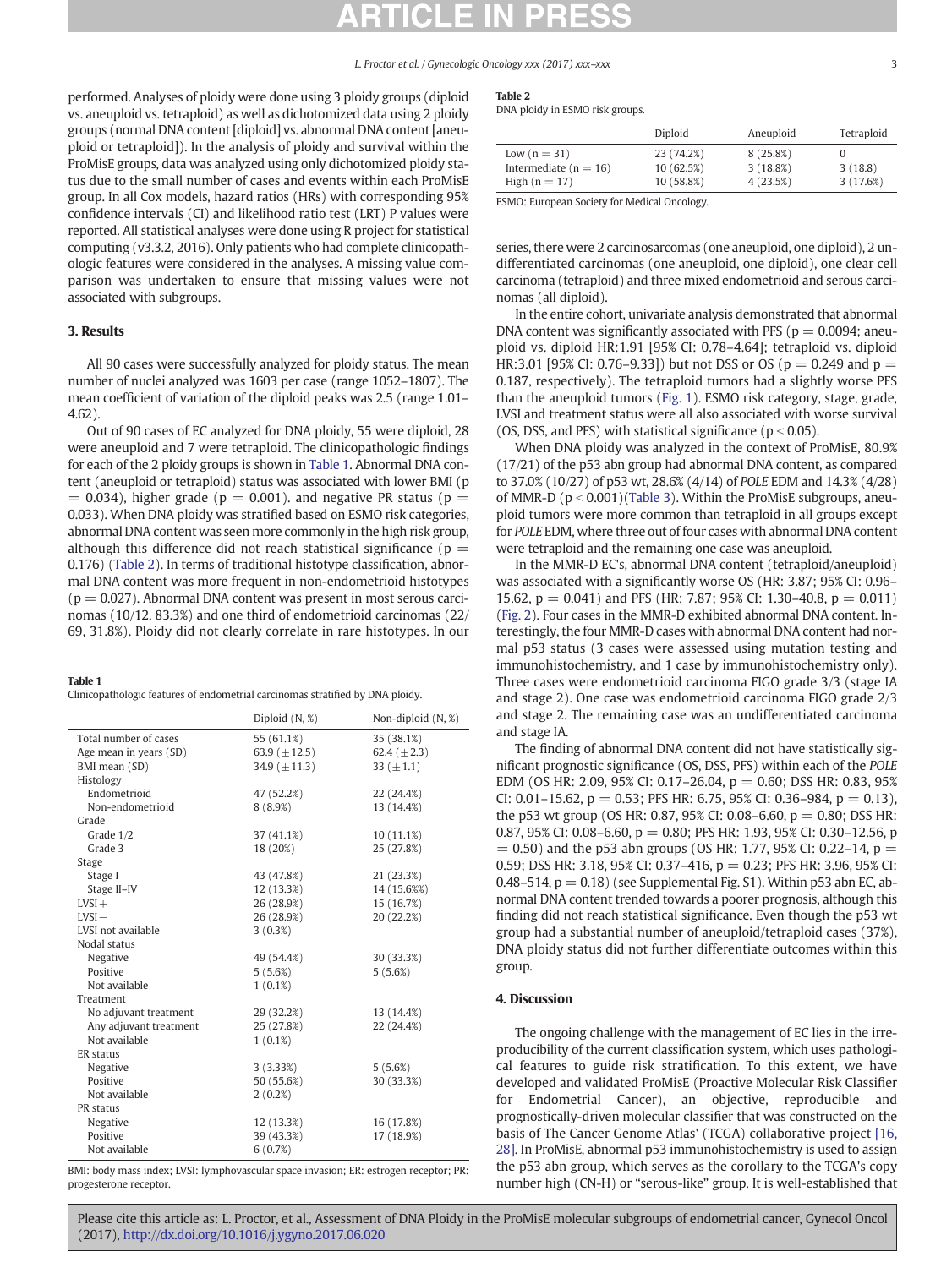performed. Analyses of ploidy were done using 3 ploidy groups (diploid vs. aneuploid vs. tetraploid) as well as dichotomized data using 2 ploidy groups (normal DNA content [diploid] vs. abnormal DNA content [aneuploid or tetraploid]). In the analysis of ploidy and survival within the ProMisE groups, data was analyzed using only dichotomized ploidy status due to the small number of cases and events within each ProMisE group. In all Cox models, hazard ratios (HRs) with corresponding 95% confidence intervals (CI) and likelihood ratio test (LRT) P values were reported. All statistical analyses were done using R project for statistical computing (v3.3.2, 2016). Only patients who had complete clinicopathologic features were considered in the analyses. A missing value comparison was undertaken to ensure that missing values were not associated with subgroups.

## 3. Results

All 90 cases were successfully analyzed for ploidy status. The mean number of nuclei analyzed was 1603 per case (range 1052–1807). The mean coefficient of variation of the diploid peaks was 2.5 (range 1.01–4.62).

Out of 90 cases of EC analyzed for DNA ploidy, 55 were diploid, 28 were aneuploid and 7 were tetraploid. The clinicopathologic findings for each of the 2 ploidy groups is shown in Table 1. Abnormal DNA content (aneuploid or tetraploid) status was associated with lower BMI ($p = 0.034$), higher grade ($p = 0.001$). and negative PR status ($p = 0.033$). When DNA ploidy was stratified based on ESMO risk categories, abnormal DNA content was seen more commonly in the high risk group, although this difference did not reach statistical significance ($p = 0.176$) (Table 2). In terms of traditional histotype classification, abnormal DNA content was more frequent in non-endometrioid histotypes ($p = 0.027$). Abnormal DNA content was present in most serous carcinomas (10/12, 83.3%) and one third of endometrioid carcinomas (22/69, 31.8%). Ploidy did not clearly correlate in rare histotypes. In our series, there were 2 carcinosarcomas (one aneuploid, one diploid), 2 undifferentiated carcinomas (one aneuploid, one diploid), one clear cell carcinoma (tetraploid) and three mixed endometrioid and serous carcinomas (all diploid).

**Table 1**
Clinicopathologic features of endometrial carcinomas stratified by DNA ploidy.

| | Diploid (N, %) | Non-diploid (N, %) |
|---|---|---|
| Total number of cases | 55 (61.1%) | 35 (38.1%) |
| Age mean in years (SD) | 63.9 (±12.5) | 62.4 (±2.3) |
| BMI mean (SD) | 34.9 (±11.3) | 33 (±1.1) |
| Histology | | |
| Endometrioid | 47 (52.2%) | 22 (24.4%) |
| Non-endometrioid | 8 (8.9%) | 13 (14.4%) |
| Grade | | |
| Grade 1/2 | 37 (41.1%) | 10 (11.1%) |
| Grade 3 | 18 (20%) | 25 (27.8%) |
| Stage | | |
| Stage I | 43 (47.8%) | 21 (23.3%) |
| Stage II–IV | 12 (13.3%) | 14 (15.6%%) |
| LVSI+ | 26 (28.9%) | 15 (16.7%) |
| LVSI− | 26 (28.9%) | 20 (22.2%) |
| LVSI not available | 3 (0.3%) | |
| Nodal status | | |
| Negative | 49 (54.4%) | 30 (33.3%) |
| Positive | 5 (5.6%) | 5 (5.6%) |
| Not available | 1 (0.1%) | |
| Treatment | | |
| No adjuvant treatment | 29 (32.2%) | 13 (14.4%) |
| Any adjuvant treatment | 25 (27.8%) | 22 (24.4%) |
| Not available | 1 (0.1%) | |
| ER status | | |
| Negative | 3 (3.33%) | 5 (5.6%) |
| Positive | 50 (55.6%) | 30 (33.3%) |
| Not available | 2 (0.2%) | |
| PR status | | |
| Negative | 12 (13.3%) | 16 (17.8%) |
| Positive | 39 (43.3%) | 17 (18.9%) |
| Not available | 6 (0.7%) | |

BMI: body mass index; LVSI: lymphovascular space invasion; ER: estrogen receptor; PR: progesterone receptor.

**Table 2**
DNA ploidy in ESMO risk groups.

| | Diploid | Aneuploid | Tetraploid |
|---|---|---|---|
| Low (n = 31) | 23 (74.2%) | 8 (25.8%) | 0 |
| Intermediate (n = 16) | 10 (62.5%) | 3 (18.8%) | 3 (18.8) |
| High (n = 17) | 10 (58.8%) | 4 (23.5%) | 3 (17.6%) |

ESMO: European Society for Medical Oncology.

In the entire cohort, univariate analysis demonstrated that abnormal DNA content was significantly associated with PFS ($p = 0.0094$; aneuploid vs. diploid HR:1.91 [95% CI: 0.78–4.64]; tetraploid vs. diploid HR:3.01 [95% CI: 0.76–9.33]) but not DSS or OS ($p = 0.249$ and $p = 0.187$, respectively). The tetraploid tumors had a slightly worse PFS than the aneuploid tumors (Fig. 1). ESMO risk category, stage, grade, LVSI and treatment status were all also associated with worse survival (OS, DSS, and PFS) with statistical significance ($p < 0.05$).

When DNA ploidy was analyzed in the context of ProMisE, 80.9% (17/21) of the p53 abn group had abnormal DNA content, as compared to 37.0% (10/27) of p53 wt, 28.6% (4/14) of *POLE* EDM and 14.3% (4/28) of MMR-D ($p < 0.001$)(Table 3). Within the ProMisE subgroups, aneuploid tumors were more common than tetraploid in all groups except for *POLE* EDM, where three out of four cases with abnormal DNA content were tetraploid and the remaining one case was aneuploid.

In the MMR-D EC's, abnormal DNA content (tetraploid/aneuploid) was associated with a significantly worse OS (HR: 3.87; 95% CI: 0.96–15.62, $p = 0.041$) and PFS (HR: 7.87; 95% CI: 1.30–40.8, $p = 0.011$) (Fig. 2). Four cases in the MMR-D exhibited abnormal DNA content. Interestingly, the four MMR-D cases with abnormal DNA content had normal p53 status (3 cases were assessed using mutation testing and immunohistochemistry, and 1 case by immunohistochemistry only). Three cases were endometrioid carcinoma FIGO grade 3/3 (stage IA and stage 2). One case was endometrioid carcinoma FIGO grade 2/3 and stage 2. The remaining case was an undifferentiated carcinoma and stage IA.

The finding of abnormal DNA content did not have statistically significant prognostic significance (OS, DSS, PFS) within each of the *POLE* EDM (OS HR: 2.09, 95% CI: 0.17–26.04, $p = 0.60$; DSS HR: 0.83, 95% CI: 0.01–15.62, $p = 0.53$; PFS HR: 6.75, 95% CI: 0.36–984, $p = 0.13$), the p53 wt group (OS HR: 0.87, 95% CI: 0.08–6.60, $p = 0.80$; DSS HR: 0.87, 95% CI: 0.08–6.60, $p = 0.80$; PFS HR: 1.93, 95% CI: 0.30–12.56, $p = 0.50$) and the p53 abn groups (OS HR: 1.77, 95% CI: 0.22–14, $p = 0.59$; DSS HR: 3.18, 95% CI: 0.37–416, $p = 0.23$; PFS HR: 3.96, 95% CI: 0.48–514, $p = 0.18$) (see Supplemental Fig. S1). Within p53 abn EC, abnormal DNA content trended towards a poorer prognosis, although this finding did not reach statistical significance. Even though the p53 wt group had a substantial number of aneuploid/tetraploid cases (37%), DNA ploidy status did not further differentiate outcomes within this group.

## 4. Discussion

The ongoing challenge with the management of EC lies in the irreproducibility of the current classification system, which uses pathological features to guide risk stratification. To this extent, we have developed and validated ProMisE (Proactive Molecular Risk Classifier for Endometrial Cancer), an objective, reproducible and prognostically-driven molecular classifier that was constructed on the basis of The Cancer Genome Atlas' (TCGA) collaborative project [16, 28]. In ProMisE, abnormal p53 immunohistochemistry is used to assign the p53 abn group, which serves as the corollary to the TCGA's copy number high (CN-H) or "serous-like" group. It is well-established that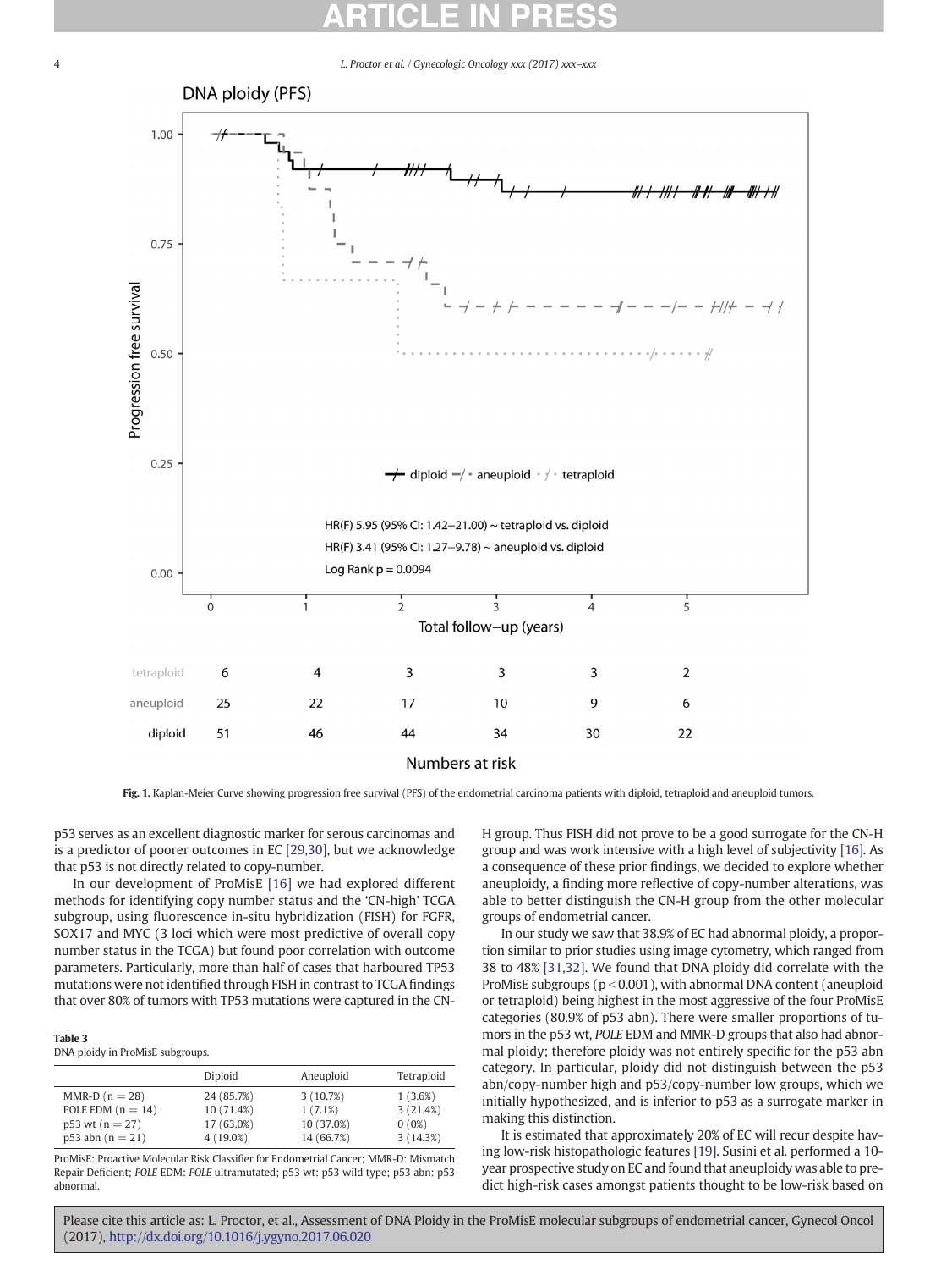DNA ploidy (PFS)

HR(F) 5.95 (95% CI: 1.42–21.00) ~ tetraploid vs. diploid

HR(F) 3.41 (95% CI: 1.27–9.78) ~ aneuploid vs. diploid

Log Rank p = 0.0094

Numbers at risk

| | 0 | 1 | 2 | 3 | 4 | 5 |
|---|---|---|---|---|---|---|
| tetraploid | 6 | 4 | 3 | 3 | 3 | 2 |
| aneuploid | 25 | 22 | 17 | 10 | 9 | 6 |
| diploid | 51 | 46 | 44 | 34 | 30 | 22 |

**Fig. 1.** Kaplan-Meier Curve showing progression free survival (PFS) of the endometrial carcinoma patients with diploid, tetraploid and aneuploid tumors.

p53 serves as an excellent diagnostic marker for serous carcinomas and is a predictor of poorer outcomes in EC [29,30], but we acknowledge that p53 is not directly related to copy-number.

In our development of ProMisE [16] we had explored different methods for identifying copy number status and the 'CN-high' TCGA subgroup, using fluorescence in-situ hybridization (FISH) for FGFR, SOX17 and MYC (3 loci which were most predictive of overall copy number status in the TCGA) but found poor correlation with outcome parameters. Particularly, more than half of cases that harboured TP53 mutations were not identified through FISH in contrast to TCGA findings that over 80% of tumors with TP53 mutations were captured in the CN-H group. Thus FISH did not prove to be a good surrogate for the CN-H group and was work intensive with a high level of subjectivity [16]. As a consequence of these prior findings, we decided to explore whether aneuploidy, a finding more reflective of copy-number alterations, was able to better distinguish the CN-H group from the other molecular groups of endometrial cancer.

In our study we saw that 38.9% of EC had abnormal ploidy, a proportion similar to prior studies using image cytometry, which ranged from 38 to 48% [31,32]. We found that DNA ploidy did correlate with the ProMisE subgroups ($p < 0.001$), with abnormal DNA content (aneuploid or tetraploid) being highest in the most aggressive of the four ProMisE categories (80.9% of p53 abn). There were smaller proportions of tumors in the p53 wt, *POLE* EDM and MMR-D groups that also had abnormal ploidy; therefore ploidy was not entirely specific for the p53 abn category. In particular, ploidy did not distinguish between the p53 abn/copy-number high and p53/copy-number low groups, which we initially hypothesized, and is inferior to p53 as a surrogate marker in making this distinction.

It is estimated that approximately 20% of EC will recur despite having low-risk histopathologic features [19]. Susini et al. performed a 10-year prospective study on EC and found that aneuploidy was able to predict high-risk cases amongst patients thought to be low-risk based on

**Table 3**
DNA ploidy in ProMisE subgroups.

| | Diploid | Aneuploid | Tetraploid |
|---|---|---|---|
| MMR-D (n = 28) | 24 (85.7%) | 3 (10.7%) | 1 (3.6%) |
| POLE EDM (n = 14) | 10 (71.4%) | 1 (7.1%) | 3 (21.4%) |
| p53 wt (n = 27) | 17 (63.0%) | 10 (37.0%) | 0 (0%) |
| p53 abn (n = 21) | 4 (19.0%) | 14 (66.7%) | 3 (14.3%) |

ProMisE: Proactive Molecular Risk Classifier for Endometrial Cancer; MMR-D: Mismatch Repair Deficient; *POLE* EDM: *POLE* ultramutated; p53 wt: p53 wild type; p53 abn: p53 abnormal.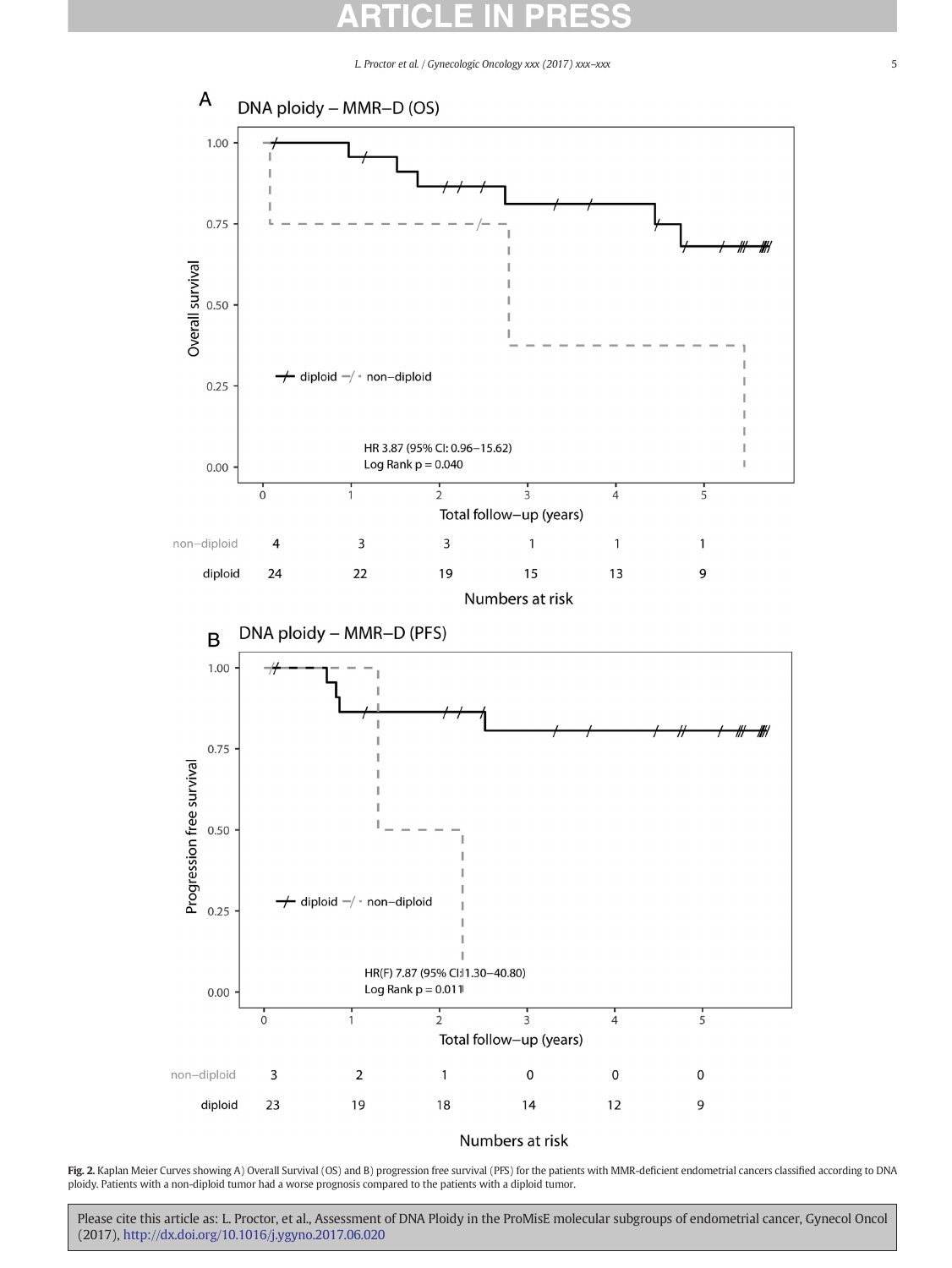**Fig. 2.** Kaplan Meier Curves showing A) Overall Survival (OS) and B) progression free survival (PFS) for the patients with MMR-deficient endometrial cancers classified according to DNA ploidy. Patients with a non-diploid tumor had a worse prognosis compared to the patients with a diploid tumor.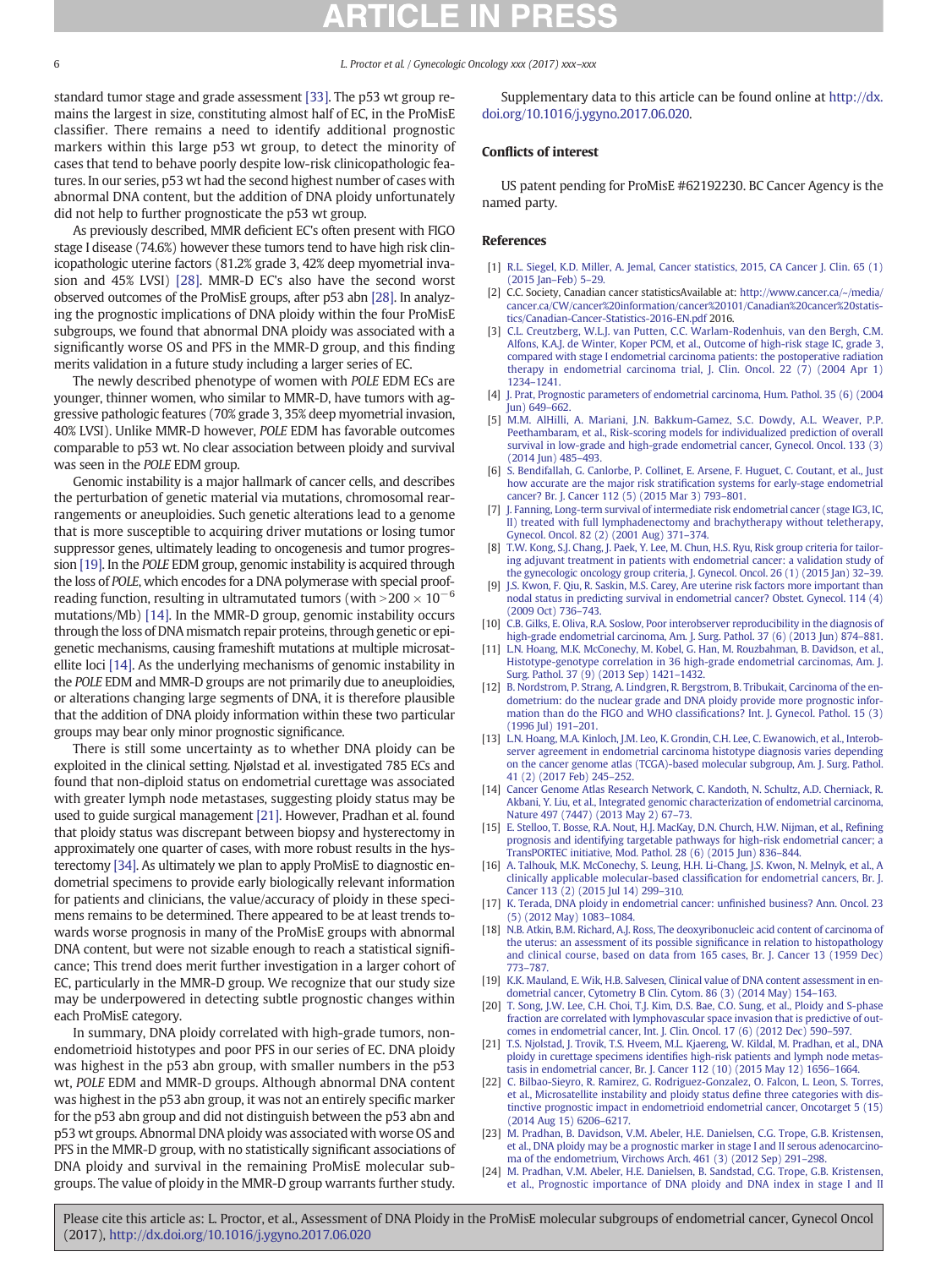standard tumor stage and grade assessment [33]. The p53 wt group remains the largest in size, constituting almost half of EC, in the ProMisE classifier. There remains a need to identify additional prognostic markers within this large p53 wt group, to detect the minority of cases that tend to behave poorly despite low-risk clinicopathologic features. In our series, p53 wt had the second highest number of cases with abnormal DNA content, but the addition of DNA ploidy unfortunately did not help to further prognosticate the p53 wt group.

As previously described, MMR deficient EC's often present with FIGO stage I disease (74.6%) however these tumors tend to have high risk clinicopathologic uterine factors (81.2% grade 3, 42% deep myometrial invasion and 45% LVSI) [28]. MMR-D EC's also have the second worst observed outcomes of the ProMisE groups, after p53 abn [28]. In analyzing the prognostic implications of DNA ploidy within the four ProMisE subgroups, we found that abnormal DNA ploidy was associated with a significantly worse OS and PFS in the MMR-D group, and this finding merits validation in a future study including a larger series of EC.

The newly described phenotype of women with *POLE* EDM ECs are younger, thinner women, who similar to MMR-D, have tumors with aggressive pathologic features (70% grade 3, 35% deep myometrial invasion, 40% LVSI). Unlike MMR-D however, *POLE* EDM has favorable outcomes comparable to p53 wt. No clear association between ploidy and survival was seen in the *POLE* EDM group.

Genomic instability is a major hallmark of cancer cells, and describes the perturbation of genetic material via mutations, chromosomal rearrangements or aneuploidies. Such genetic alterations lead to a genome that is more susceptible to acquiring driver mutations or losing tumor suppressor genes, ultimately leading to oncogenesis and tumor progression [19]. In the *POLE* EDM group, genomic instability is acquired through the loss of *POLE*, which encodes for a DNA polymerase with special proofreading function, resulting in ultramutated tumors (with $>200 \times 10^{-6}$ mutations/Mb) [14]. In the MMR-D group, genomic instability occurs through the loss of DNA mismatch repair proteins, through genetic or epigenetic mechanisms, causing frameshift mutations at multiple microsatellite loci [14]. As the underlying mechanisms of genomic instability in the *POLE* EDM and MMR-D groups are not primarily due to aneuploidies, or alterations changing large segments of DNA, it is therefore plausible that the addition of DNA ploidy information within these two particular groups may bear only minor prognostic significance.

There is still some uncertainty as to whether DNA ploidy can be exploited in the clinical setting. Njølstad et al. investigated 785 ECs and found that non-diploid status on endometrial curettage was associated with greater lymph node metastases, suggesting ploidy status may be used to guide surgical management [21]. However, Pradhan et al. found that ploidy status was discrepant between biopsy and hysterectomy in approximately one quarter of cases, with more robust results in the hysterectomy [34]. As ultimately we plan to apply ProMisE to diagnostic endometrial specimens to provide early biologically relevant information for patients and clinicians, the value/accuracy of ploidy in these specimens remains to be determined. There appeared to be at least trends towards worse prognosis in many of the ProMisE groups with abnormal DNA content, but were not sizable enough to reach a statistical significance; This trend does merit further investigation in a larger cohort of EC, particularly in the MMR-D group. We recognize that our study size may be underpowered in detecting subtle prognostic changes within each ProMisE category.

In summary, DNA ploidy correlated with high-grade tumors, non-endometrioid histotypes and poor PFS in our series of EC. DNA ploidy was highest in the p53 abn group, with smaller numbers in the p53 wt, *POLE* EDM and MMR-D groups. Although abnormal DNA content was highest in the p53 abn group, it was not an entirely specific marker for the p53 abn group and did not distinguish between the p53 abn and p53 wt groups. Abnormal DNA ploidy was associated with worse OS and PFS in the MMR-D group, with no statistically significant associations of DNA ploidy and survival in the remaining ProMisE molecular subgroups. The value of ploidy in the MMR-D group warrants further study.

Supplementary data to this article can be found online at http://dx.doi.org/10.1016/j.ygyno.2017.06.020.

## Conflicts of interest

US patent pending for ProMisE #62192230. BC Cancer Agency is the named party.

## References

[1] R.L. Siegel, K.D. Miller, A. Jemal, Cancer statistics, 2015, CA Cancer J. Clin. 65 (1) (2015 Jan–Feb) 5–29.

[2] C.C. Society, Canadian cancer statisticsAvailable at: http://www.cancer.ca/~/media/cancer.ca/CW/cancer%20information/cancer%20101/Canadian%20cancer%20statistics/Canadian-Cancer-Statistics-2016-EN.pdf 2016.

[3] C.L. Creutzberg, W.L.J. van Putten, C.C. Warlam-Rodenhuis, van den Bergh, C.M. Alfons, K.A.J. de Winter, Koper PCM, et al., Outcome of high-risk stage IC, grade 3, compared with stage I endometrial carcinoma patients: the postoperative radiation therapy in endometrial carcinoma trial, J. Clin. Oncol. 22 (7) (2004 Apr 1) 1234–1241.

[4] J. Prat, Prognostic parameters of endometrial carcinoma, Hum. Pathol. 35 (6) (2004 Jun) 649–662.

[5] M.M. AlHilli, A. Mariani, J.N. Bakkum-Gamez, S.C. Dowdy, A.L. Weaver, P.P. Peethambaram, et al., Risk-scoring models for individualized prediction of overall survival in low-grade and high-grade endometrial cancer, Gynecol. Oncol. 133 (3) (2014 Jun) 485–493.

[6] S. Bendifallah, G. Canlorbe, P. Collinet, E. Arsene, F. Huguet, C. Coutant, et al., Just how accurate are the major risk stratification systems for early-stage endometrial cancer? Br. J. Cancer 112 (5) (2015 Mar 3) 793–801.

[7] J. Fanning, Long-term survival of intermediate risk endometrial cancer (stage IG3, IC, II) treated with full lymphadenectomy and brachytherapy without teletherapy, Gynecol. Oncol. 82 (2) (2001 Aug) 371–374.

[8] T.W. Kong, S.J. Chang, J. Paek, Y. Lee, M. Chun, H.S. Ryu, Risk group criteria for tailoring adjuvant treatment in patients with endometrial cancer: a validation study of the gynecologic oncology group criteria, J. Gynecol. Oncol. 26 (1) (2015 Jan) 32–39.

[9] J.S. Kwon, F. Qiu, R. Saskin, M.S. Carey, Are uterine risk factors more important than nodal status in predicting survival in endometrial cancer? Obstet. Gynecol. 114 (4) (2009 Oct) 736–743.

[10] C.B. Gilks, E. Oliva, R.A. Soslow, Poor interobserver reproducibility in the diagnosis of high-grade endometrial carcinoma, Am. J. Surg. Pathol. 37 (6) (2013 Jun) 874–881.

[11] L.N. Hoang, M.K. McConechy, M. Kobel, G. Han, M. Rouzbahman, B. Davidson, et al., Histotype-genotype correlation in 36 high-grade endometrial carcinomas, Am. J. Surg. Pathol. 37 (9) (2013 Sep) 1421–1432.

[12] B. Nordstrom, P. Strang, A. Lindgren, R. Bergstrom, B. Tribukait, Carcinoma of the endometrium: do the nuclear grade and DNA ploidy provide more prognostic information than do the FIGO and WHO classifications? Int. J. Gynecol. Pathol. 15 (3) (1996 Jul) 191–201.

[13] L.N. Hoang, M.A. Kinloch, J.M. Leo, K. Grondin, C.H. Lee, C. Ewanowich, et al., Interobserver agreement in endometrial carcinoma histotype diagnosis varies depending on the cancer genome atlas (TCGA)-based molecular subgroup, Am. J. Surg. Pathol. 41 (2) (2017 Feb) 245–252.

[14] Cancer Genome Atlas Research Network, C. Kandoth, N. Schultz, A.D. Cherniack, R. Akbani, Y. Liu, et al., Integrated genomic characterization of endometrial carcinoma, Nature 497 (7447) (2013 May 2) 67–73.

[15] E. Stelloo, T. Bosse, R.A. Nout, H.J. MacKay, D.N. Church, H.W. Nijman, et al., Refining prognosis and identifying targetable pathways for high-risk endometrial cancer; a TransPORTEC initiative, Mod. Pathol. 28 (6) (2015 Jun) 836–844.

[16] A. Talhouk, M.K. McConechy, S. Leung, H.H. Li-Chang, J.S. Kwon, N. Melnyk, et al., A clinically applicable molecular-based classification for endometrial cancers, Br. J. Cancer 113 (2) (2015 Jul 14) 299–310.

[17] K. Terada, DNA ploidy in endometrial cancer: unfinished business? Ann. Oncol. 23 (5) (2012 May) 1083–1084.

[18] N.B. Atkin, B.M. Richard, A.J. Ross, The deoxyribonucleic acid content of carcinoma of the uterus: an assessment of its possible significance in relation to histopathology and clinical course, based on data from 165 cases, Br. J. Cancer 13 (1959 Dec) 773–787.

[19] K.K. Mauland, E. Wik, H.B. Salvesen, Clinical value of DNA content assessment in endometrial cancer, Cytometry B Clin. Cytom. 86 (3) (2014 May) 154–163.

[20] T. Song, J.W. Lee, C.H. Choi, T.J. Kim, D.S. Bae, C.O. Sung, et al., Ploidy and S-phase fraction are correlated with lymphovascular space invasion that is predictive of outcomes in endometrial cancer, Int. J. Clin. Oncol. 17 (6) (2012 Dec) 590–597.

[21] T.S. Njolstad, J. Trovik, T.S. Hveem, M.L. Kjaereng, W. Kildal, M. Pradhan, et al., DNA ploidy in curettage specimens identifies high-risk patients and lymph node metastasis in endometrial cancer, Br. J. Cancer 112 (10) (2015 May 12) 1656–1664.

[22] C. Bilbao-Sieyro, R. Ramirez, G. Rodriguez-Gonzalez, O. Falcon, L. Leon, S. Torres, et al., Microsatellite instability and ploidy status define three categories with distinctive prognostic impact in endometrioid endometrial cancer, Oncotarget 5 (15) (2014 Aug 15) 6206–6217.

[23] M. Pradhan, B. Davidson, V.M. Abeler, H.E. Danielsen, C.G. Trope, G.B. Kristensen, et al., DNA ploidy may be a prognostic marker in stage I and II serous adenocarcinoma of the endometrium, Virchows Arch. 461 (3) (2012 Sep) 291–298.

[24] M. Pradhan, V.M. Abeler, H.E. Danielsen, B. Sandstad, C.G. Trope, G.B. Kristensen, et al., Prognostic importance of DNA ploidy and DNA index in stage I and II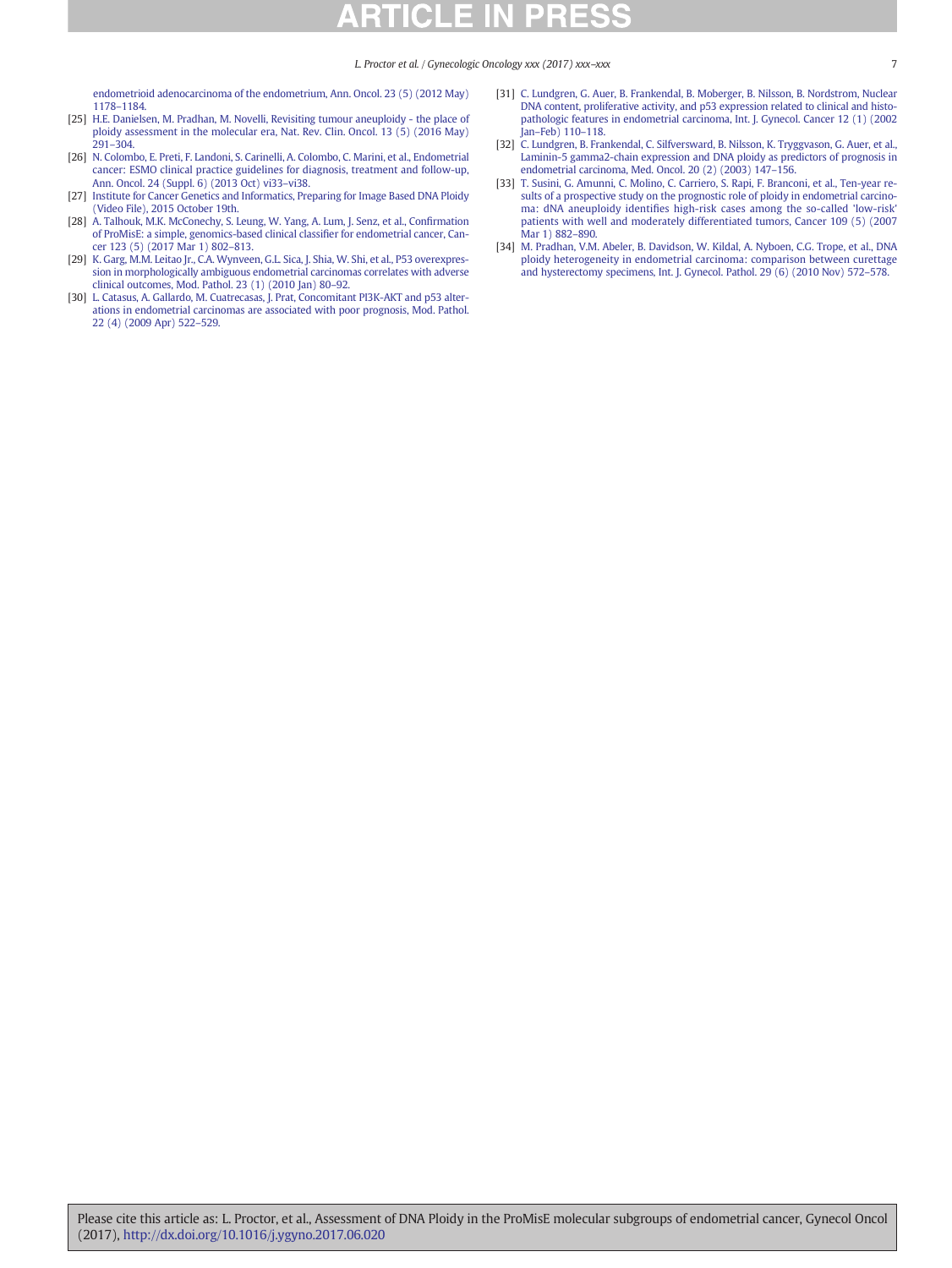endometrioid adenocarcinoma of the endometrium, Ann. Oncol. 23 (5) (2012 May) 1178–1184.

[25] H.E. Danielsen, M. Pradhan, M. Novelli, Revisiting tumour aneuploidy - the place of ploidy assessment in the molecular era, Nat. Rev. Clin. Oncol. 13 (5) (2016 May) 291–304.

[26] N. Colombo, E. Preti, F. Landoni, S. Carinelli, A. Colombo, C. Marini, et al., Endometrial cancer: ESMO clinical practice guidelines for diagnosis, treatment and follow-up, Ann. Oncol. 24 (Suppl. 6) (2013 Oct) vi33–vi38.

[27] Institute for Cancer Genetics and Informatics, Preparing for Image Based DNA Ploidy (Video File), 2015 October 19th.

[28] A. Talhouk, M.K. McConechy, S. Leung, W. Yang, A. Lum, J. Senz, et al., Confirmation of ProMisE: a simple, genomics-based clinical classifier for endometrial cancer, Cancer 123 (5) (2017 Mar 1) 802–813.

[29] K. Garg, M.M. Leitao Jr., C.A. Wynveen, G.L. Sica, J. Shia, W. Shi, et al., P53 overexpression in morphologically ambiguous endometrial carcinomas correlates with adverse clinical outcomes, Mod. Pathol. 23 (1) (2010 Jan) 80–92.

[30] L. Catasus, A. Gallardo, M. Cuatrecasas, J. Prat, Concomitant PI3K-AKT and p53 alterations in endometrial carcinomas are associated with poor prognosis, Mod. Pathol. 22 (4) (2009 Apr) 522–529.

[31] C. Lundgren, G. Auer, B. Frankendal, B. Moberger, B. Nilsson, B. Nordstrom, Nuclear DNA content, proliferative activity, and p53 expression related to clinical and histopathologic features in endometrial carcinoma, Int. J. Gynecol. Cancer 12 (1) (2002 Jan–Feb) 110–118.

[32] C. Lundgren, B. Frankendal, C. Silfversward, B. Nilsson, K. Tryggvason, G. Auer, et al., Laminin-5 gamma2-chain expression and DNA ploidy as predictors of prognosis in endometrial carcinoma, Med. Oncol. 20 (2) (2003) 147–156.

[33] T. Susini, G. Amunni, C. Molino, C. Carriero, S. Rapi, F. Branconi, et al., Ten-year results of a prospective study on the prognostic role of ploidy in endometrial carcinoma: dNA aneuploidy identifies high-risk cases among the so-called 'low-risk' patients with well and moderately differentiated tumors, Cancer 109 (5) (2007 Mar 1) 882–890.

[34] M. Pradhan, V.M. Abeler, B. Davidson, W. Kildal, A. Nyboen, C.G. Trope, et al., DNA ploidy heterogeneity in endometrial carcinoma: comparison between curettage and hysterectomy specimens, Int. J. Gynecol. Pathol. 29 (6) (2010 Nov) 572–578.

Please cite this article as: L. Proctor, et al., Assessment of DNA Ploidy in the ProMisE molecular subgroups of endometrial cancer, Gynecol Oncol (2017), http://dx.doi.org/10.1016/j.ygyno.2017.06.020